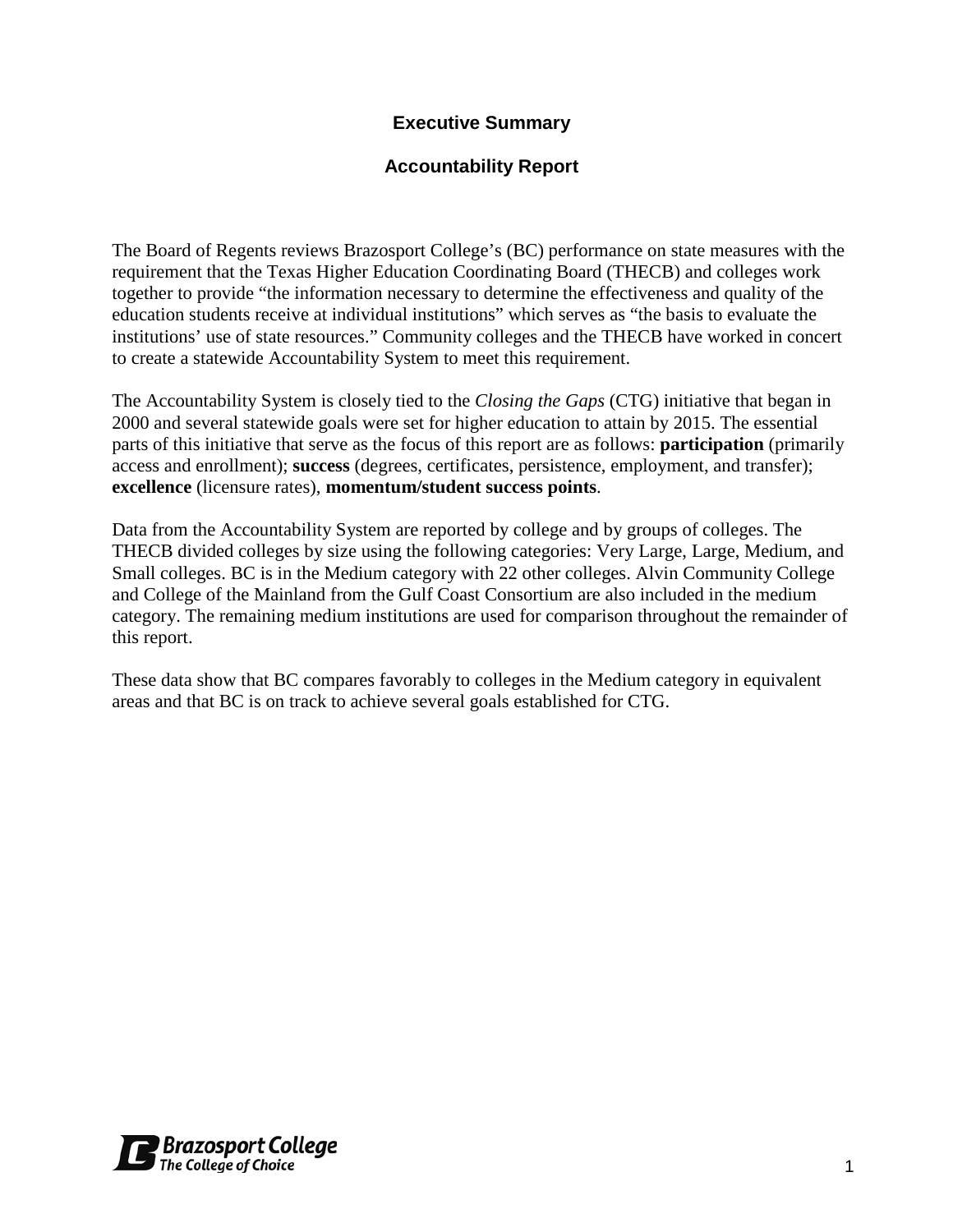# Executive Summary

## Accountability Report

The Board of Regents reviews Brazosport College's (BC) performance on state measures with the requirement that the Texas Higher Education Coordinating Board (THECB) and colleges work together to provide "the information necessary to determine the effectiveness and quality of the education students receive at individual institutions" which serves as "the basis to evaluate the institutions' use of state resources." Community colleges and the THECB have worked in concert to create a statewide Accountability System to meet this requirement.

The Accountability System is closely tied to the *Closing the Gaps* (CTG) initiative that began in 2000 and several statewide goals were set for higher education to attain by 2015. The essential parts of this initiative that serve as the focus of this report are as follows: **participation** (primarily access and enrollment); **success** (degrees, certificates, persistence, employment, and transfer); **excellence** (licensure rates), **momentum/student success points**.

Data from the Accountability System are reported by college and by groups of colleges. The THECB divided colleges by size using the following categories: Very Large, Large, Medium, and Small colleges. BC is in the Medium category with 22 other colleges. Alvin Community College and College of the Mainland from the Gulf Coast Consortium are also included in the medium category. The remaining medium institutions are used for comparison throughout the remainder of this report.

These data show that BC compares favorably to colleges in the Medium category in equivalent areas and that BC is on track to achieve several goals established for CTG.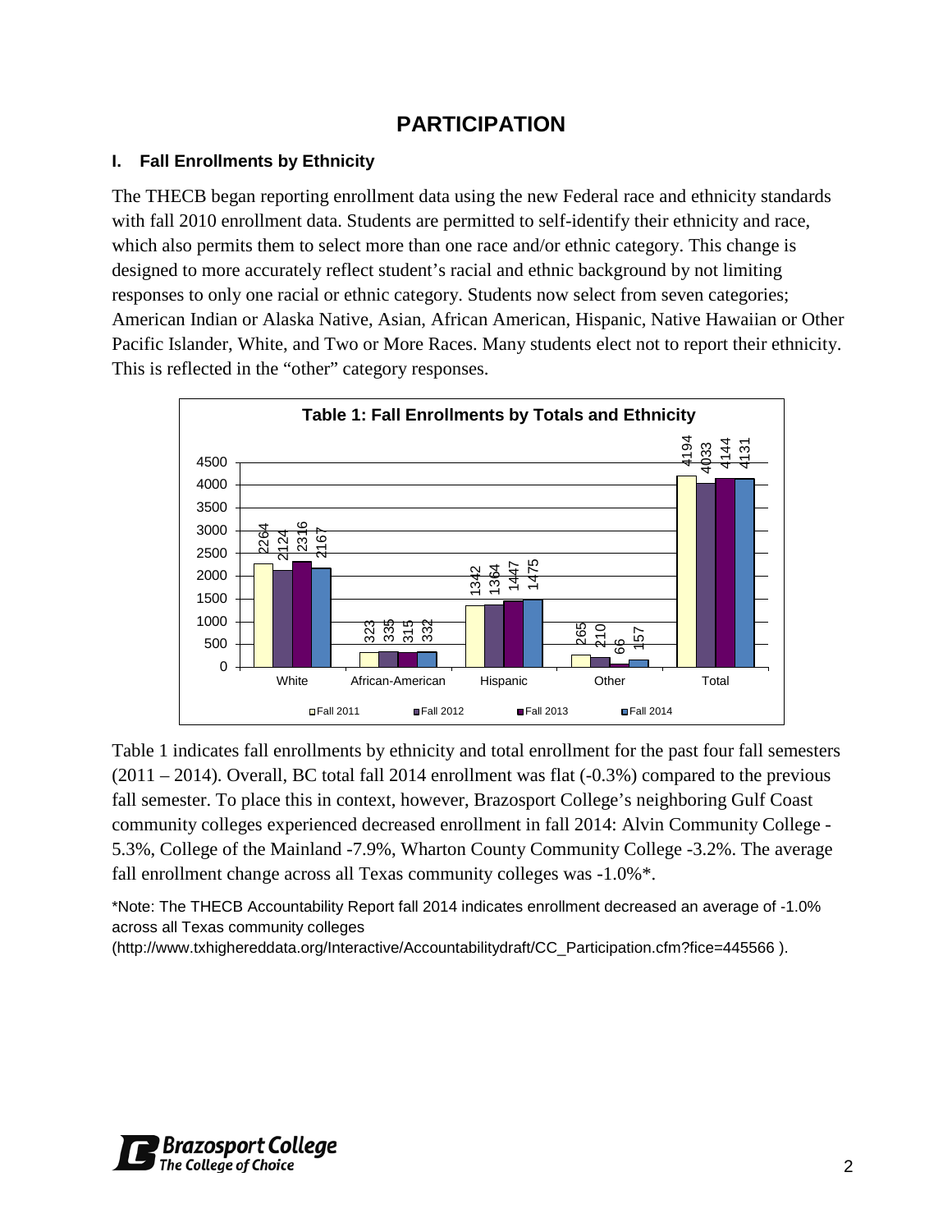# PARTICIPATION

## I. Fall Enrollments by Ethnicity

The THECB began reporting enrollment data using the new Federal race and ethnicity standards with fall 2010 enrollment data. Students are permitted to self-identify their ethnicity and race, which also permits them to select more than one race and/or ethnic category. This change is designed to more accurately reflect student's racial and ethnic background by not limiting responses to only one racial or ethnic category. Students now select from seven categories; American Indian or Alaska Native, Asian, African American, Hispanic, Native Hawaiian or Other Pacific Islander, White, and Two or More Races. Many students elect not to report their ethnicity. This is reflected in the "other" category responses.

**Table 1: Fall Enrollments by Totals and Ethnicity**

| | Fall 2011 | Fall 2012 | Fall 2013 | Fall 2014 |
|---|---|---|---|---|
| White | 2264 | 2124 | 2316 | 2167 |
| African-American | 323 | 335 | 315 | 332 |
| Hispanic | 1342 | 1364 | 1447 | 1475 |
| Other | 265 | 210 | 66 | 157 |
| Total | 4194 | 4033 | 4144 | 4131 |

Table 1 indicates fall enrollments by ethnicity and total enrollment for the past four fall semesters (2011 – 2014). Overall, BC total fall 2014 enrollment was flat (-0.3%) compared to the previous fall semester. To place this in context, however, Brazosport College's neighboring Gulf Coast community colleges experienced decreased enrollment in fall 2014: Alvin Community College -5.3%, College of the Mainland -7.9%, Wharton County Community College -3.2%. The average fall enrollment change across all Texas community colleges was -1.0%*.

*Note: The THECB Accountability Report fall 2014 indicates enrollment decreased an average of -1.0% across all Texas community colleges (http://www.txhighereddata.org/Interactive/Accountabilitydraft/CC_Participation.cfm?fice=445566 ).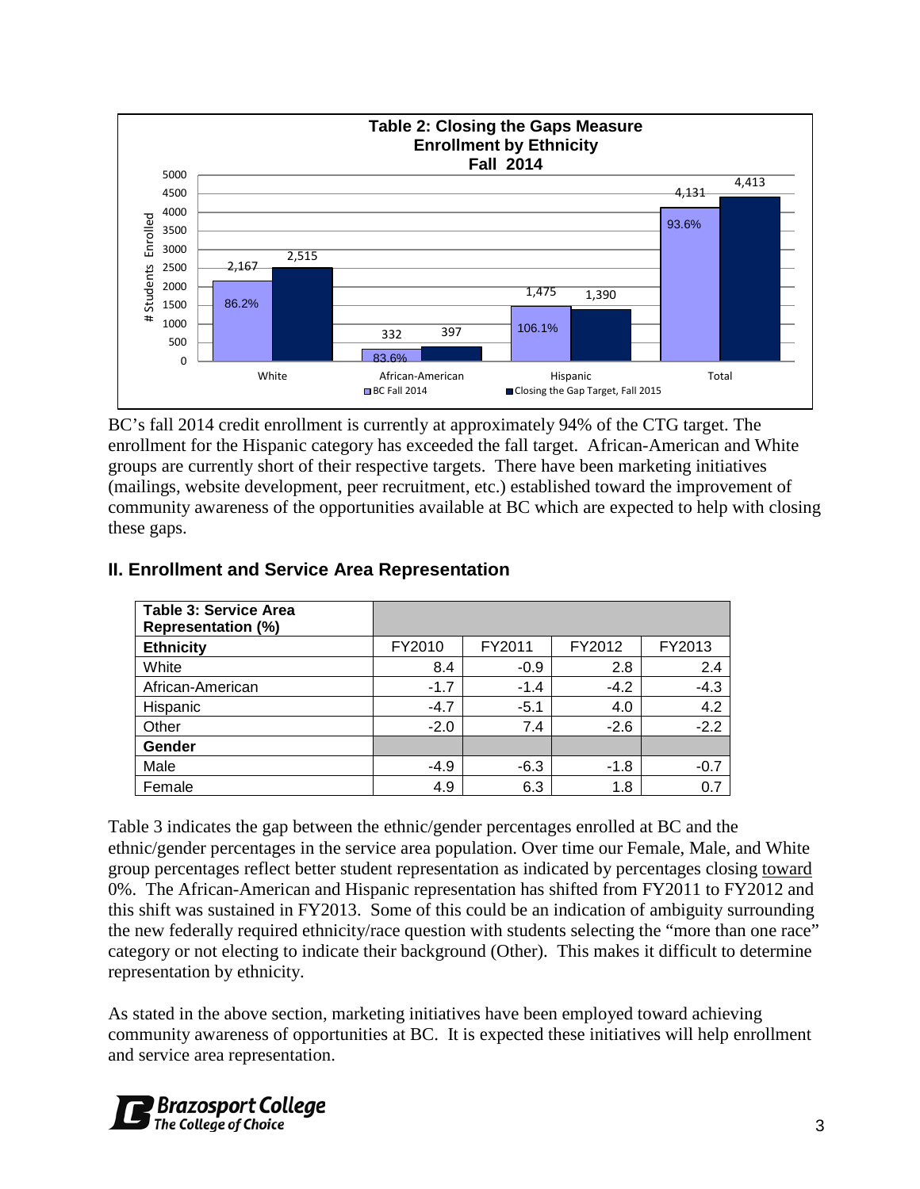**Table 2: Closing the Gaps Measure Enrollment by Ethnicity Fall 2014**

| | BC Fall 2014 | Closing the Gap Target, Fall 2015 | % of Target |
|---|---|---|---|
| White | 2,167 | 2,515 | 86.2% |
| African-American | 332 | 397 | 83.6% |
| Hispanic | 1,475 | 1,390 | 106.1% |
| Total | 4,131 | 4,413 | 93.6% |

BC's fall 2014 credit enrollment is currently at approximately 94% of the CTG target. The enrollment for the Hispanic category has exceeded the fall target. African-American and White groups are currently short of their respective targets. There have been marketing initiatives (mailings, website development, peer recruitment, etc.) established toward the improvement of community awareness of the opportunities available at BC which are expected to help with closing these gaps.

## II. Enrollment and Service Area Representation

| Table 3: Service Area Representation (%) | | | | |
|---|---|---|---|---|
| **Ethnicity** | FY2010 | FY2011 | FY2012 | FY2013 |
| White | 8.4 | -0.9 | 2.8 | 2.4 |
| African-American | -1.7 | -1.4 | -4.2 | -4.3 |
| Hispanic | -4.7 | -5.1 | 4.0 | 4.2 |
| Other | -2.0 | 7.4 | -2.6 | -2.2 |
| **Gender** | | | | |
| Male | -4.9 | -6.3 | -1.8 | -0.7 |
| Female | 4.9 | 6.3 | 1.8 | 0.7 |

Table 3 indicates the gap between the ethnic/gender percentages enrolled at BC and the ethnic/gender percentages in the service area population. Over time our Female, Male, and White group percentages reflect better student representation as indicated by percentages closing toward 0%. The African-American and Hispanic representation has shifted from FY2011 to FY2012 and this shift was sustained in FY2013. Some of this could be an indication of ambiguity surrounding the new federally required ethnicity/race question with students selecting the "more than one race" category or not electing to indicate their background (Other). This makes it difficult to determine representation by ethnicity.

As stated in the above section, marketing initiatives have been employed toward achieving community awareness of opportunities at BC. It is expected these initiatives will help enrollment and service area representation.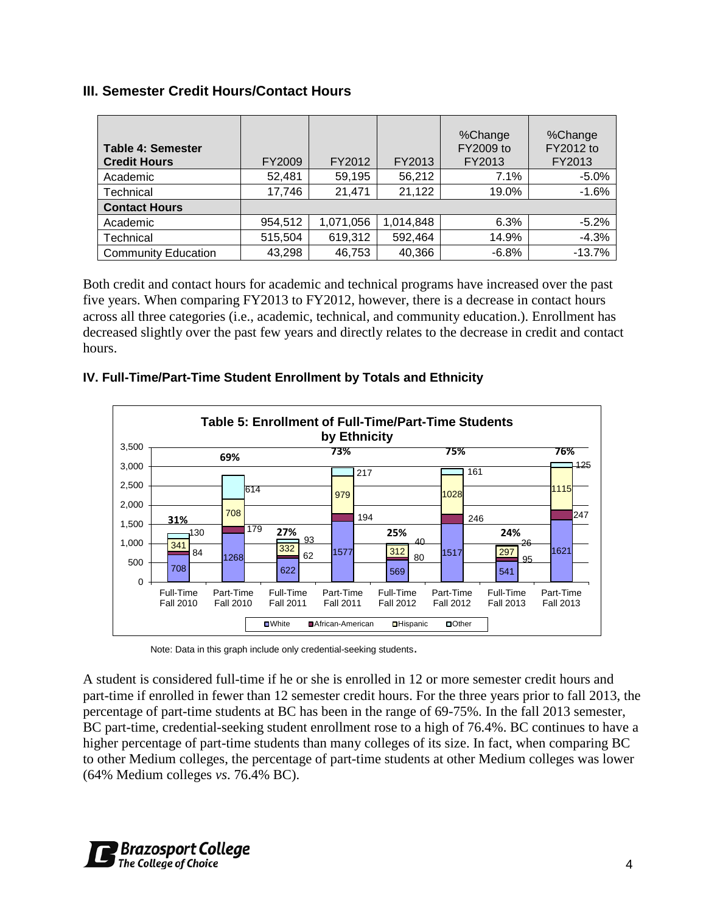## III. Semester Credit Hours/Contact Hours

| Table 4: Semester Credit Hours | FY2009 | FY2012 | FY2013 | %Change FY2009 to FY2013 | %Change FY2012 to FY2013 |
|---|---|---|---|---|---|
| Academic | 52,481 | 59,195 | 56,212 | 7.1% | -5.0% |
| Technical | 17,746 | 21,471 | 21,122 | 19.0% | -1.6% |
| **Contact Hours** | | | | | |
| Academic | 954,512 | 1,071,056 | 1,014,848 | 6.3% | -5.2% |
| Technical | 515,504 | 619,312 | 592,464 | 14.9% | -4.3% |
| Community Education | 43,298 | 46,753 | 40,366 | -6.8% | -13.7% |

Both credit and contact hours for academic and technical programs have increased over the past five years. When comparing FY2013 to FY2012, however, there is a decrease in contact hours across all three categories (i.e., academic, technical, and community education.). Enrollment has decreased slightly over the past few years and directly relates to the decrease in credit and contact hours.

## IV. Full-Time/Part-Time Student Enrollment by Totals and Ethnicity

**Table 5: Enrollment of Full-Time/Part-Time Students by Ethnicity**

| | Full-Time Fall 2010 | Part-Time Fall 2010 | Full-Time Fall 2011 | Part-Time Fall 2011 | Full-Time Fall 2012 | Part-Time Fall 2012 | Full-Time Fall 2013 | Part-Time Fall 2013 |
|---|---|---|---|---|---|---|---|---|
| White | 708 | 1268 | 622 | 1577 | 569 | 1517 | 541 | 1621 |
| African-American | 84 | 179 | 62 | 194 | 80 | 246 | 95 | 247 |
| Hispanic | 341 | 708 | 332 | 979 | 312 | 1028 | 297 | 1115 |
| Other | 130 | 614 | 93 | 217 | 40 | 161 | 26 | 125 |
| Percent | 31% | 69% | 27% | 73% | 25% | 75% | 24% | 76% |

Note: Data in this graph include only credential-seeking students.

A student is considered full-time if he or she is enrolled in 12 or more semester credit hours and part-time if enrolled in fewer than 12 semester credit hours. For the three years prior to fall 2013, the percentage of part-time students at BC has been in the range of 69-75%. In the fall 2013 semester, BC part-time, credential-seeking student enrollment rose to a high of 76.4%. BC continues to have a higher percentage of part-time students than many colleges of its size. In fact, when comparing BC to other Medium colleges, the percentage of part-time students at other Medium colleges was lower (64% Medium colleges *vs*. 76.4% BC).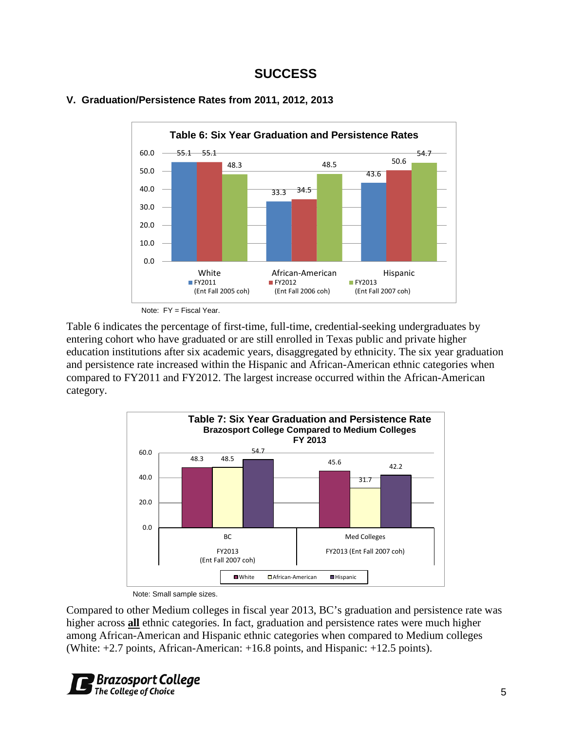# SUCCESS

## V. Graduation/Persistence Rates from 2011, 2012, 2013

**Table 6: Six Year Graduation and Persistence Rates**

| | FY2011 (Ent Fall 2005 coh) | FY2012 (Ent Fall 2006 coh) | FY2013 (Ent Fall 2007 coh) |
|---|---|---|---|
| White | 55.1 | 55.1 | 48.3 |
| African-American | 33.3 | 34.5 | 48.5 |
| Hispanic | 43.6 | 50.6 | 54.7 |

Note: FY = Fiscal Year.

Table 6 indicates the percentage of first-time, full-time, credential-seeking undergraduates by entering cohort who have graduated or are still enrolled in Texas public and private higher education institutions after six academic years, disaggregated by ethnicity. The six year graduation and persistence rate increased within the Hispanic and African-American ethnic categories when compared to FY2011 and FY2012. The largest increase occurred within the African-American category.

**Table 7: Six Year Graduation and Persistence Rate**
**Brazosport College Compared to Medium Colleges**
**FY 2013**

| | White | African-American | Hispanic |
|---|---|---|---|
| BC FY2013 (Ent Fall 2007 coh) | 48.3 | 48.5 | 54.7 |
| Med Colleges FY2013 (Ent Fall 2007 coh) | 45.6 | 31.7 | 42.2 |

Note: Small sample sizes.

Compared to other Medium colleges in fiscal year 2013, BC's graduation and persistence rate was higher across **all** ethnic categories. In fact, graduation and persistence rates were much higher among African-American and Hispanic ethnic categories when compared to Medium colleges (White: +2.7 points, African-American: +16.8 points, and Hispanic: +12.5 points).

Brazosport College
The College of Choice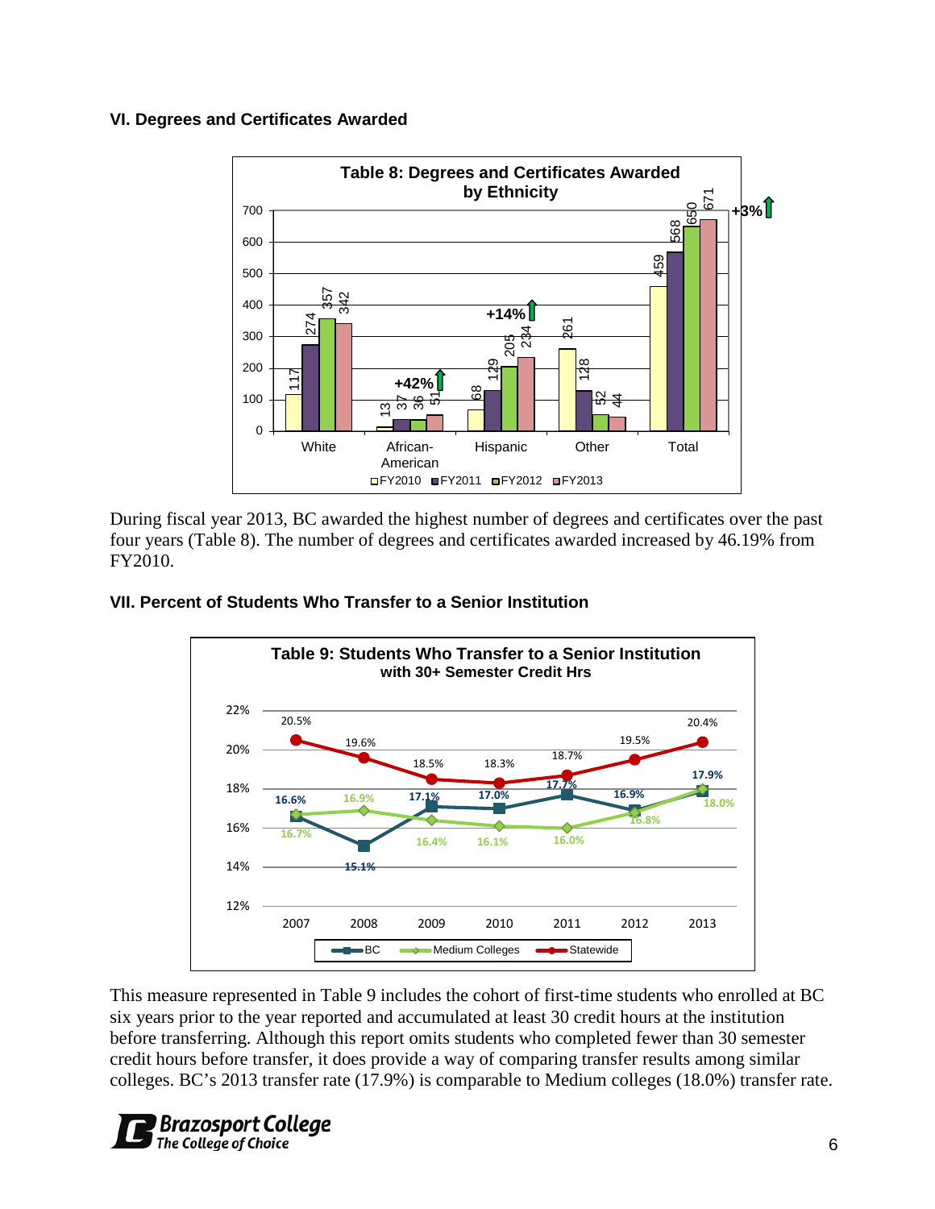## VI. Degrees and Certificates Awarded

**Table 8: Degrees and Certificates Awarded by Ethnicity**

| | FY2010 | FY2011 | FY2012 | FY2013 | Change |
|---|---|---|---|---|---|
| White | 117 | 274 | 357 | 342 | |
| African-American | 13 | 37 | 36 | 51 | +42% |
| Hispanic | 68 | 129 | 205 | 234 | +14% |
| Other | 261 | 128 | 52 | 44 | |
| Total | 459 | 568 | 650 | 671 | +3% |

During fiscal year 2013, BC awarded the highest number of degrees and certificates over the past four years (Table 8). The number of degrees and certificates awarded increased by 46.19% from FY2010.

## VII. Percent of Students Who Transfer to a Senior Institution

**Table 9: Students Who Transfer to a Senior Institution with 30+ Semester Credit Hrs**

| | 2007 | 2008 | 2009 | 2010 | 2011 | 2012 | 2013 |
|---|---|---|---|---|---|---|---|
| BC | 16.6% | 15.1% | 17.1% | 17.0% | 17.7% | 16.9% | 17.9% |
| Medium Colleges | 16.7% | 16.9% | 16.4% | 16.1% | 16.0% | 16.8% | 18.0% |
| Statewide | 20.5% | 19.6% | 18.5% | 18.3% | 18.7% | 19.5% | 20.4% |

This measure represented in Table 9 includes the cohort of first-time students who enrolled at BC six years prior to the year reported and accumulated at least 30 credit hours at the institution before transferring. Although this report omits students who completed fewer than 30 semester credit hours before transfer, it does provide a way of comparing transfer results among similar colleges. BC's 2013 transfer rate (17.9%) is comparable to Medium colleges (18.0%) transfer rate.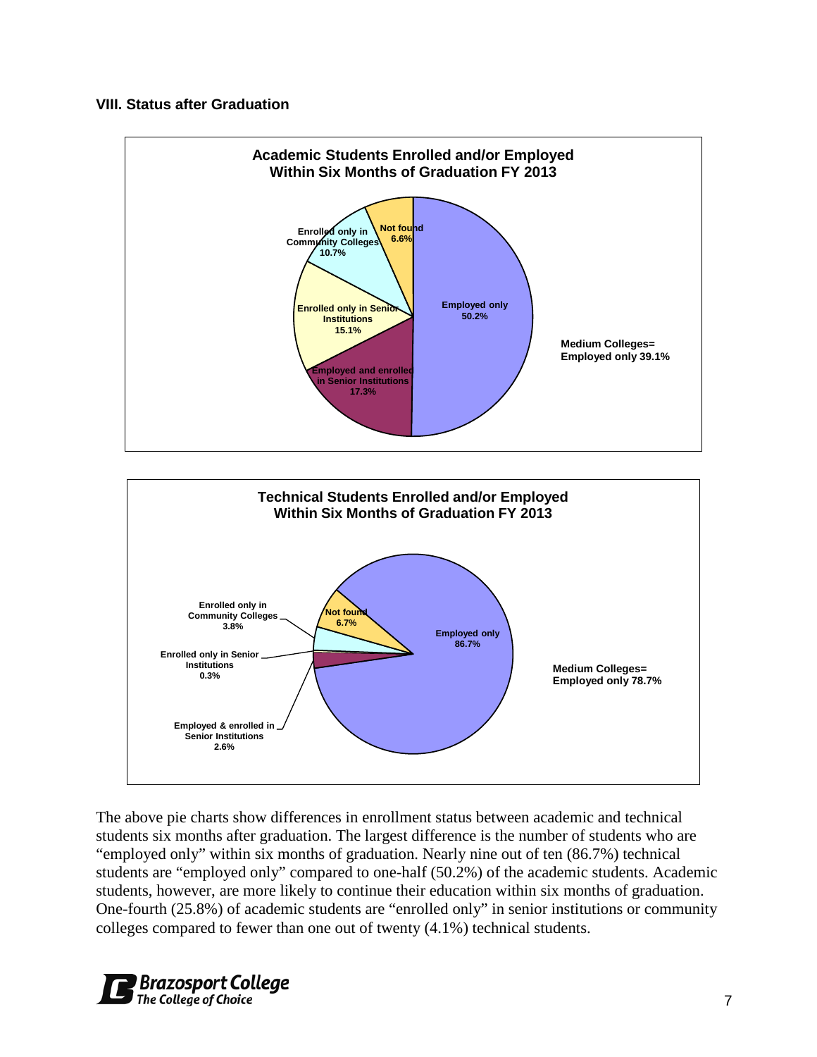### VIII. Status after Graduation

**Academic Students Enrolled and/or Employed Within Six Months of Graduation FY 2013**

| Status | Percent |
|---|---|
| Employed only | 50.2% |
| Employed and enrolled in Senior Institutions | 17.3% |
| Enrolled only in Senior Institutions | 15.1% |
| Enrolled only in Community Colleges | 10.7% |
| Not found | 6.6% |

**Medium Colleges= Employed only 39.1%**

**Technical Students Enrolled and/or Employed Within Six Months of Graduation FY 2013**

| Status | Percent |
|---|---|
| Employed only | 86.7% |
| Employed & enrolled in Senior Institutions | 2.6% |
| Enrolled only in Senior Institutions | 0.3% |
| Enrolled only in Community Colleges | 3.8% |
| Not found | 6.7% |

**Medium Colleges= Employed only 78.7%**

The above pie charts show differences in enrollment status between academic and technical students six months after graduation. The largest difference is the number of students who are "employed only" within six months of graduation. Nearly nine out of ten (86.7%) technical students are "employed only" compared to one-half (50.2%) of the academic students. Academic students, however, are more likely to continue their education within six months of graduation. One-fourth (25.8%) of academic students are "enrolled only" in senior institutions or community colleges compared to fewer than one out of twenty (4.1%) technical students.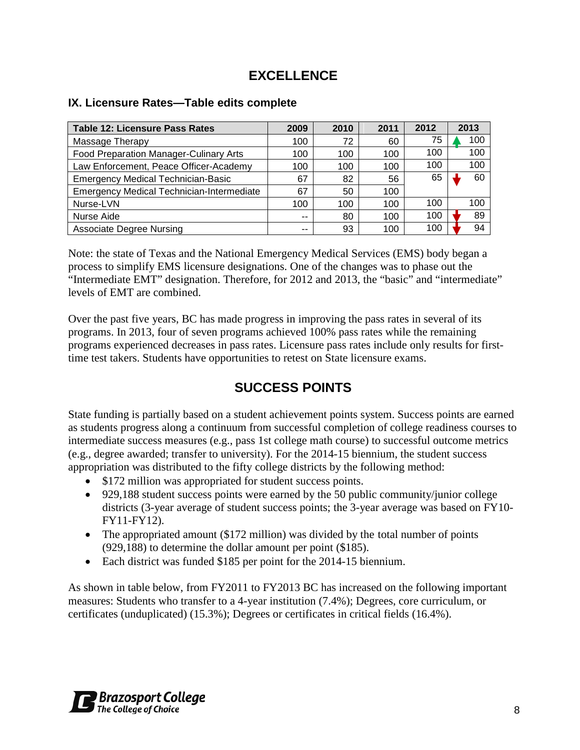## EXCELLENCE

### IX. Licensure Rates—Table edits complete

| Table 12: Licensure Pass Rates | 2009 | 2010 | 2011 | 2012 | 2013 |
|---|---|---|---|---|---|
| Massage Therapy | 100 | 72 | 60 | 75 | ▲ 100 |
| Food Preparation Manager-Culinary Arts | 100 | 100 | 100 | 100 | 100 |
| Law Enforcement, Peace Officer-Academy | 100 | 100 | 100 | 100 | 100 |
| Emergency Medical Technician-Basic | 67 | 82 | 56 | 65 | ▼ 60 |
| Emergency Medical Technician-Intermediate | 67 | 50 | 100 | | |
| Nurse-LVN | 100 | 100 | 100 | 100 | 100 |
| Nurse Aide | -- | 80 | 100 | 100 | ▼ 89 |
| Associate Degree Nursing | -- | 93 | 100 | 100 | ▼ 94 |

Note: the state of Texas and the National Emergency Medical Services (EMS) body began a process to simplify EMS licensure designations. One of the changes was to phase out the "Intermediate EMT" designation. Therefore, for 2012 and 2013, the "basic" and "intermediate" levels of EMT are combined.

Over the past five years, BC has made progress in improving the pass rates in several of its programs. In 2013, four of seven programs achieved 100% pass rates while the remaining programs experienced decreases in pass rates. Licensure pass rates include only results for first-time test takers. Students have opportunities to retest on State licensure exams.

## SUCCESS POINTS

State funding is partially based on a student achievement points system. Success points are earned as students progress along a continuum from successful completion of college readiness courses to intermediate success measures (e.g., pass 1st college math course) to successful outcome metrics (e.g., degree awarded; transfer to university). For the 2014-15 biennium, the student success appropriation was distributed to the fifty college districts by the following method:

- $172 million was appropriated for student success points.
- 929,188 student success points were earned by the 50 public community/junior college districts (3-year average of student success points; the 3-year average was based on FY10-FY11-FY12).
- The appropriated amount ($172 million) was divided by the total number of points (929,188) to determine the dollar amount per point ($185).
- Each district was funded $185 per point for the 2014-15 biennium.

As shown in table below, from FY2011 to FY2013 BC has increased on the following important measures: Students who transfer to a 4-year institution (7.4%); Degrees, core curriculum, or certificates (unduplicated) (15.3%); Degrees or certificates in critical fields (16.4%).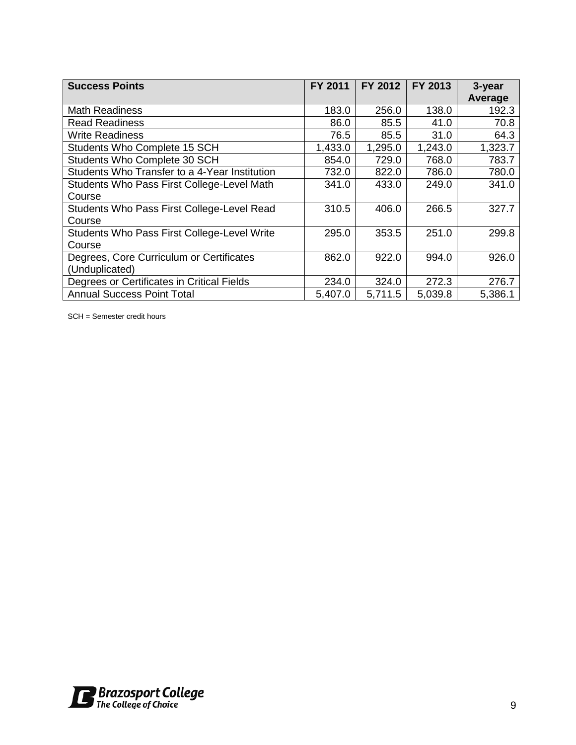| Success Points | FY 2011 | FY 2012 | FY 2013 | 3-year Average |
|---|---|---|---|---|
| Math Readiness | 183.0 | 256.0 | 138.0 | 192.3 |
| Read Readiness | 86.0 | 85.5 | 41.0 | 70.8 |
| Write Readiness | 76.5 | 85.5 | 31.0 | 64.3 |
| Students Who Complete 15 SCH | 1,433.0 | 1,295.0 | 1,243.0 | 1,323.7 |
| Students Who Complete 30 SCH | 854.0 | 729.0 | 768.0 | 783.7 |
| Students Who Transfer to a 4-Year Institution | 732.0 | 822.0 | 786.0 | 780.0 |
| Students Who Pass First College-Level Math Course | 341.0 | 433.0 | 249.0 | 341.0 |
| Students Who Pass First College-Level Read Course | 310.5 | 406.0 | 266.5 | 327.7 |
| Students Who Pass First College-Level Write Course | 295.0 | 353.5 | 251.0 | 299.8 |
| Degrees, Core Curriculum or Certificates (Unduplicated) | 862.0 | 922.0 | 994.0 | 926.0 |
| Degrees or Certificates in Critical Fields | 234.0 | 324.0 | 272.3 | 276.7 |
| Annual Success Point Total | 5,407.0 | 5,711.5 | 5,039.8 | 5,386.1 |

SCH = Semester credit hours